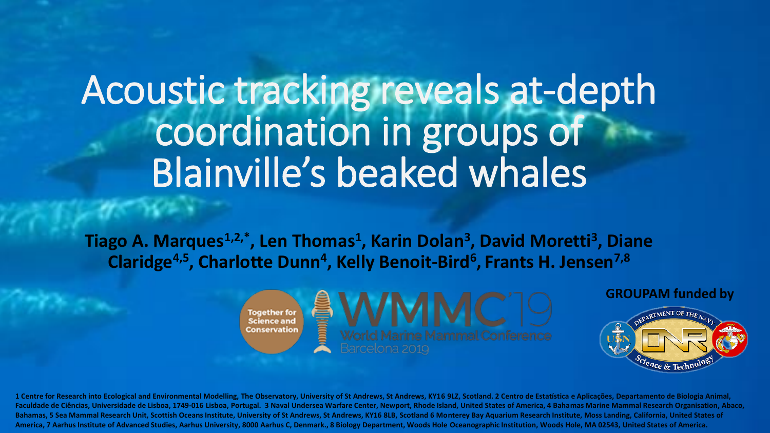# Acoustic tracking reveals at-depth coordination in groups of Blainville's beaked whales

**Tiago A. Marques[1,2,*], Len Thomas[1], Karin Dolan[3], David Moretti[3], Diane Claridge[4,5], Charlotte Dunn[4], Kelly Benoit-Bird[6], Frants H. Jensen[7,8]**

Together for Science and Conservation

WMMC'19 World Marine Mammal Conference Barcelona 2019

**GROUPAM funded by**

DEPARTMENT OF THE NAVY ONR Science & Technology

**1 Centre for Research into Ecological and Environmental Modelling, The Observatory, University of St Andrews, St Andrews, KY16 9LZ, Scotland. 2 Centro de Estatística e Aplicações, Departamento de Biologia Animal, Faculdade de Ciências, Universidade de Lisboa, 1749-016 Lisboa, Portugal. 3 Naval Undersea Warfare Center, Newport, Rhode Island, United States of America, 4 Bahamas Marine Mammal Research Organisation, Abaco, Bahamas, 5 Sea Mammal Research Unit, Scottish Oceans Institute, University of St Andrews, St Andrews, KY16 8LB, Scotland 6 Monterey Bay Aquarium Research Institute, Moss Landing, California, United States of America, 7 Aarhus Institute of Advanced Studies, Aarhus University, 8000 Aarhus C, Denmark., 8 Biology Department, Woods Hole Oceanographic Institution, Woods Hole, MA 02543, United States of America.**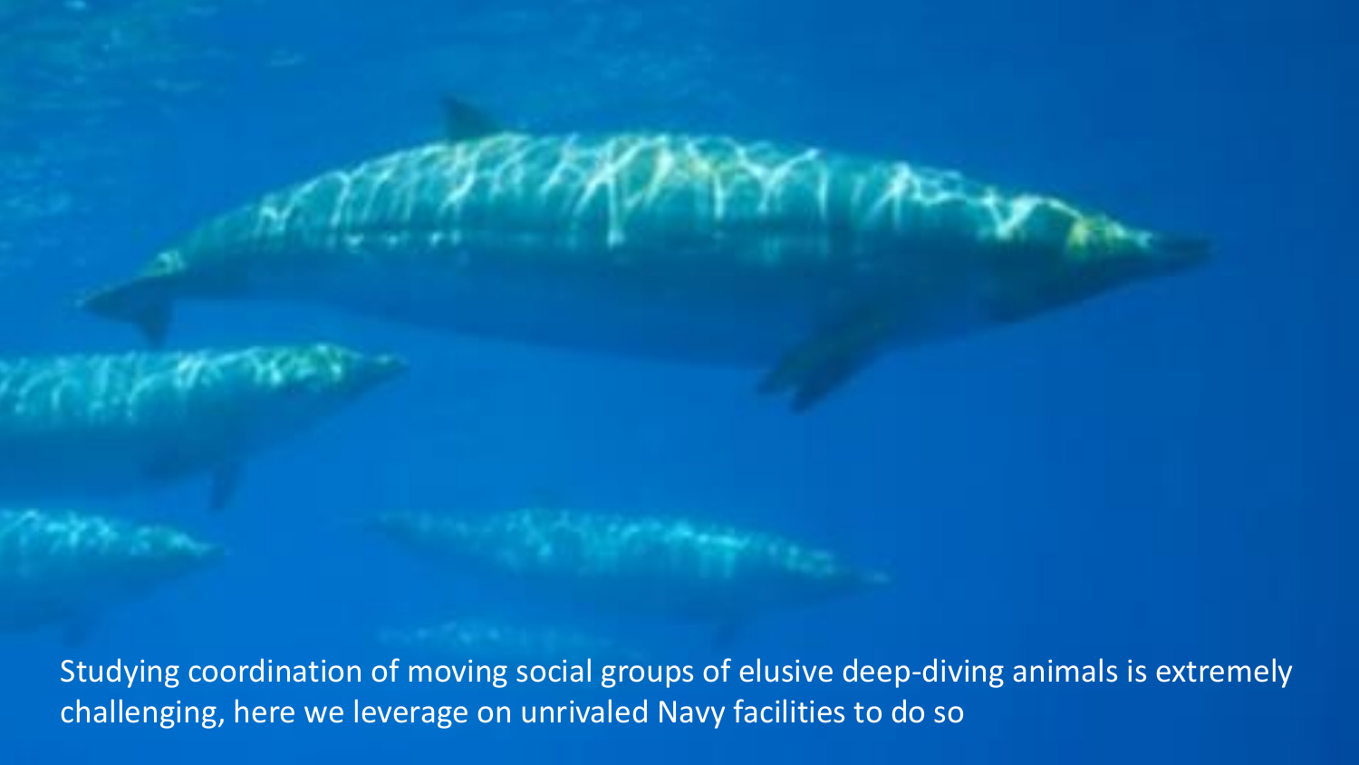Studying coordination of moving social groups of elusive deep-diving animals is extremely challenging, here we leverage on unrivaled Navy facilities to do so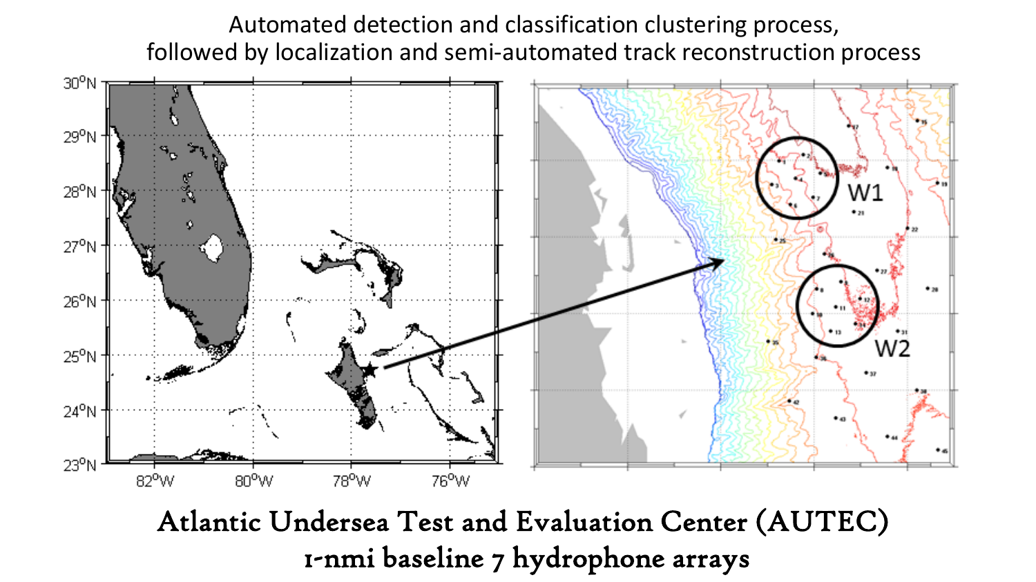Automated detection and classification clustering process, followed by localization and semi-automated track reconstruction process

Atlantic Undersea Test and Evaluation Center (AUTEC)
1-nmi baseline 7 hydrophone arrays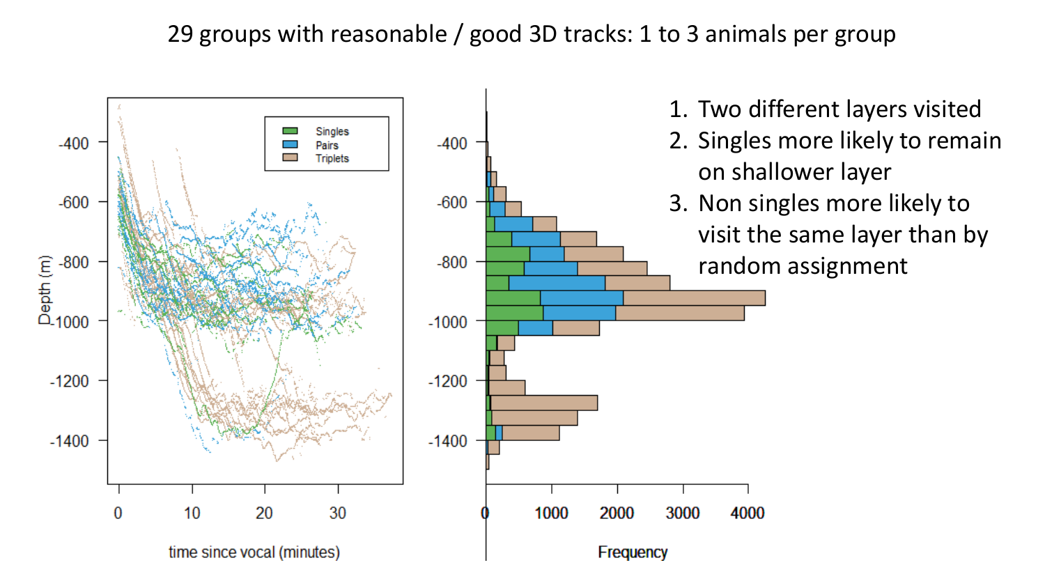# 29 groups with reasonable / good 3D tracks: 1 to 3 animals per group

1. Two different layers visited
2. Singles more likely to remain on shallower layer
3. Non singles more likely to visit the same layer than by random assignment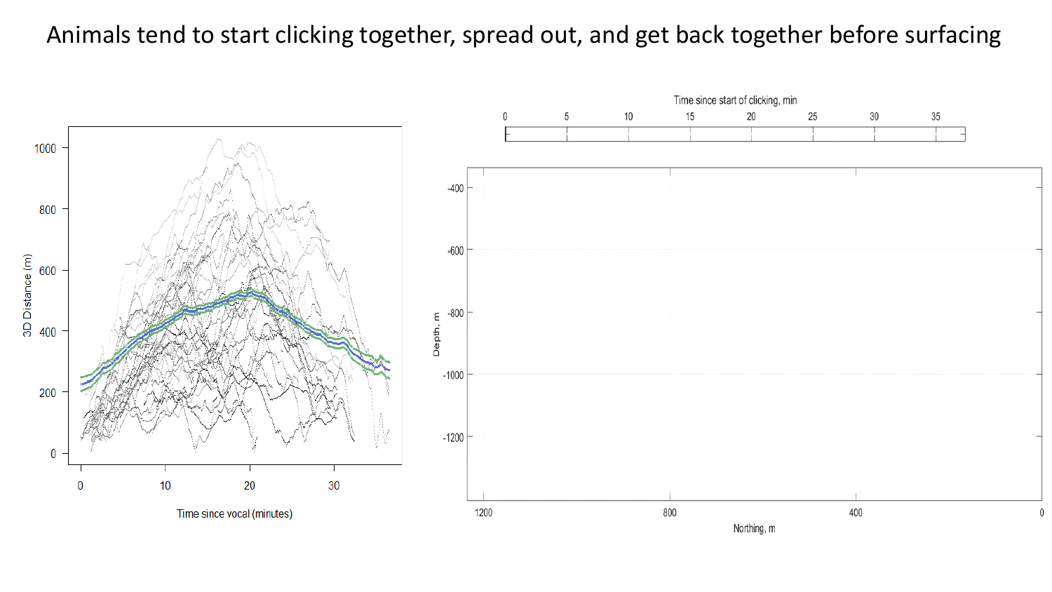# Animals tend to start clicking together, spread out, and get back together before surfacing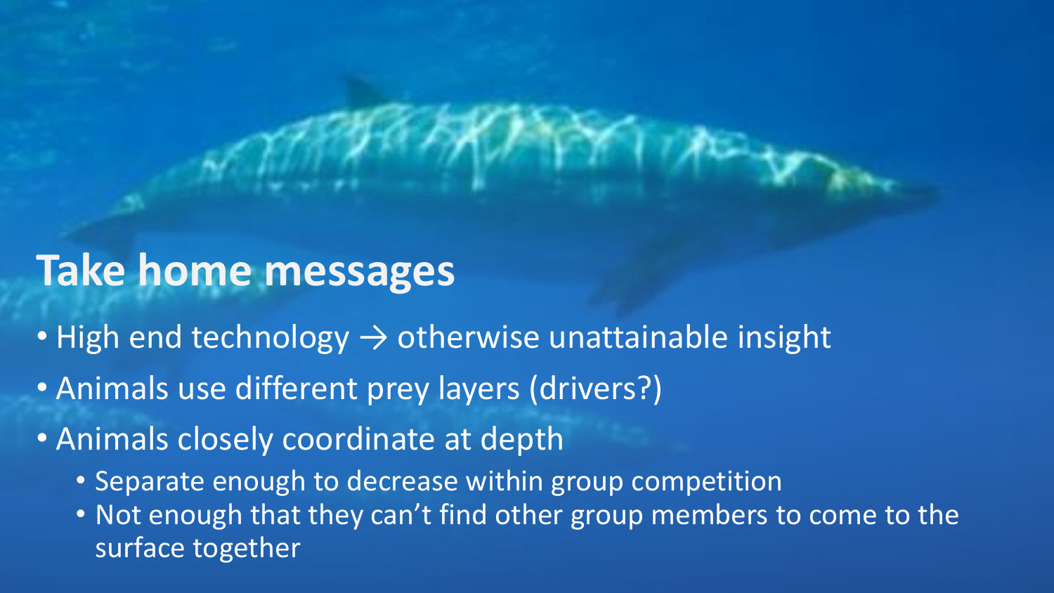# Take home messages

- High end technology → otherwise unattainable insight
- Animals use different prey layers (drivers?)
- Animals closely coordinate at depth
  - Separate enough to decrease within group competition
  - Not enough that they can't find other group members to come to the surface together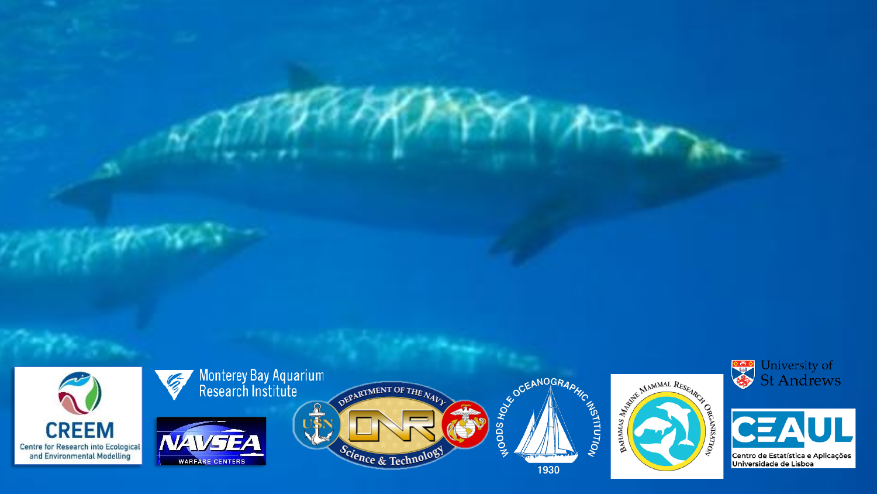CREEM
Centre for Research into Ecological and Environmental Modelling

Monterey Bay Aquarium Research Institute

NAVSEA
WARFARE CENTERS

DEPARTMENT OF THE NAVY
USN
ONR
Science & Technology

WOODS HOLE OCEANOGRAPHIC INSTITUTION
1930

BAHAMAS MARINE MAMMAL RESEARCH ORGANISATION

University of St Andrews

CEAUL
Centro de Estatística e Aplicações
Universidade de Lisboa